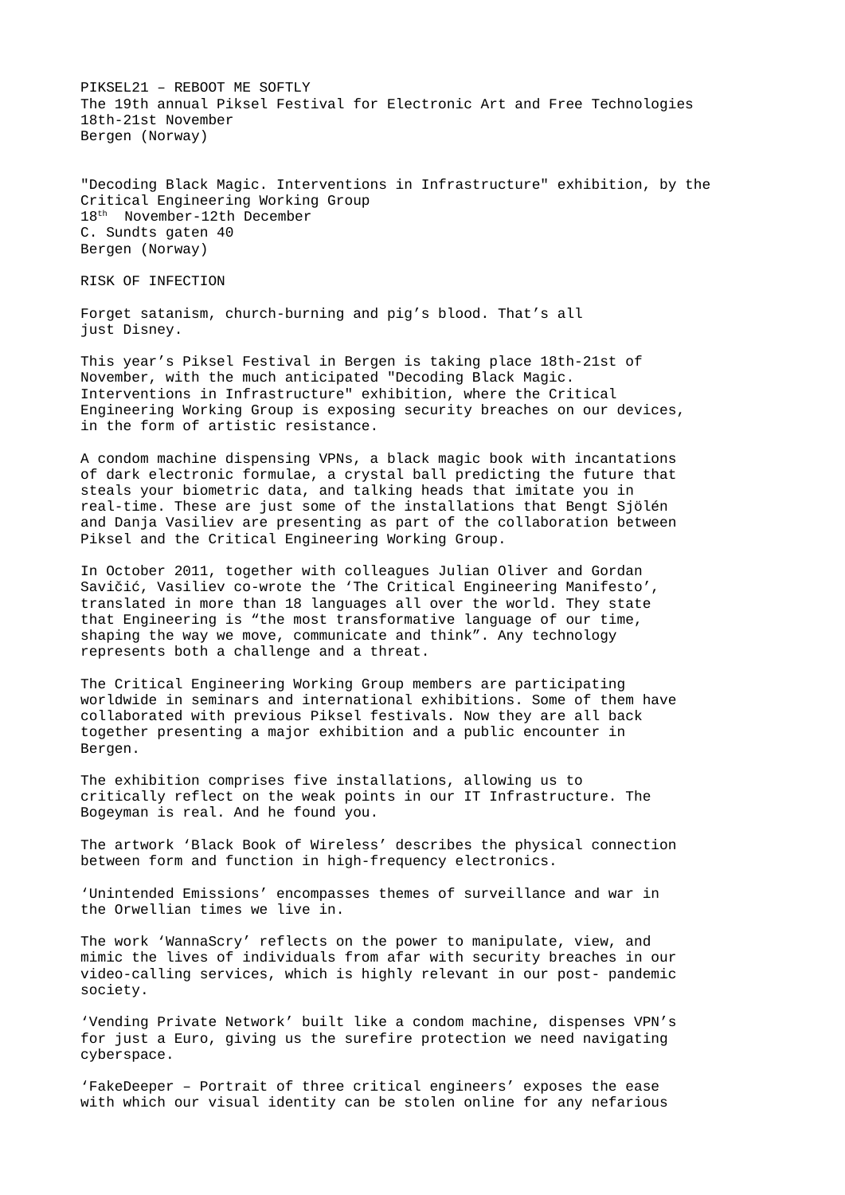PIKSEL21 – REBOOT ME SOFTLY
The 19th annual Piksel Festival for Electronic Art and Free Technologies
18th-21st November
Bergen (Norway)

"Decoding Black Magic. Interventions in Infrastructure" exhibition, by the Critical Engineering Working Group
18th November-12th December
C. Sundts gaten 40
Bergen (Norway)

RISK OF INFECTION

Forget satanism, church-burning and pig's blood. That's all just Disney.

This year's Piksel Festival in Bergen is taking place 18th-21st of November, with the much anticipated "Decoding Black Magic. Interventions in Infrastructure" exhibition, where the Critical Engineering Working Group is exposing security breaches on our devices, in the form of artistic resistance.

A condom machine dispensing VPNs, a black magic book with incantations of dark electronic formulae, a crystal ball predicting the future that steals your biometric data, and talking heads that imitate you in real-time. These are just some of the installations that Bengt Sjölén and Danja Vasiliev are presenting as part of the collaboration between Piksel and the Critical Engineering Working Group.

In October 2011, together with colleagues Julian Oliver and Gordan Savičić, Vasiliev co-wrote the 'The Critical Engineering Manifesto', translated in more than 18 languages all over the world. They state that Engineering is "the most transformative language of our time, shaping the way we move, communicate and think". Any technology represents both a challenge and a threat.

The Critical Engineering Working Group members are participating worldwide in seminars and international exhibitions. Some of them have collaborated with previous Piksel festivals. Now they are all back together presenting a major exhibition and a public encounter in Bergen.

The exhibition comprises five installations, allowing us to critically reflect on the weak points in our IT Infrastructure. The Bogeyman is real. And he found you.

The artwork 'Black Book of Wireless' describes the physical connection between form and function in high-frequency electronics.

'Unintended Emissions' encompasses themes of surveillance and war in the Orwellian times we live in.

The work 'WannaScry' reflects on the power to manipulate, view, and mimic the lives of individuals from afar with security breaches in our video-calling services, which is highly relevant in our post- pandemic society.

'Vending Private Network' built like a condom machine, dispenses VPN's for just a Euro, giving us the surefire protection we need navigating cyberspace.

'FakeDeeper – Portrait of three critical engineers' exposes the ease with which our visual identity can be stolen online for any nefarious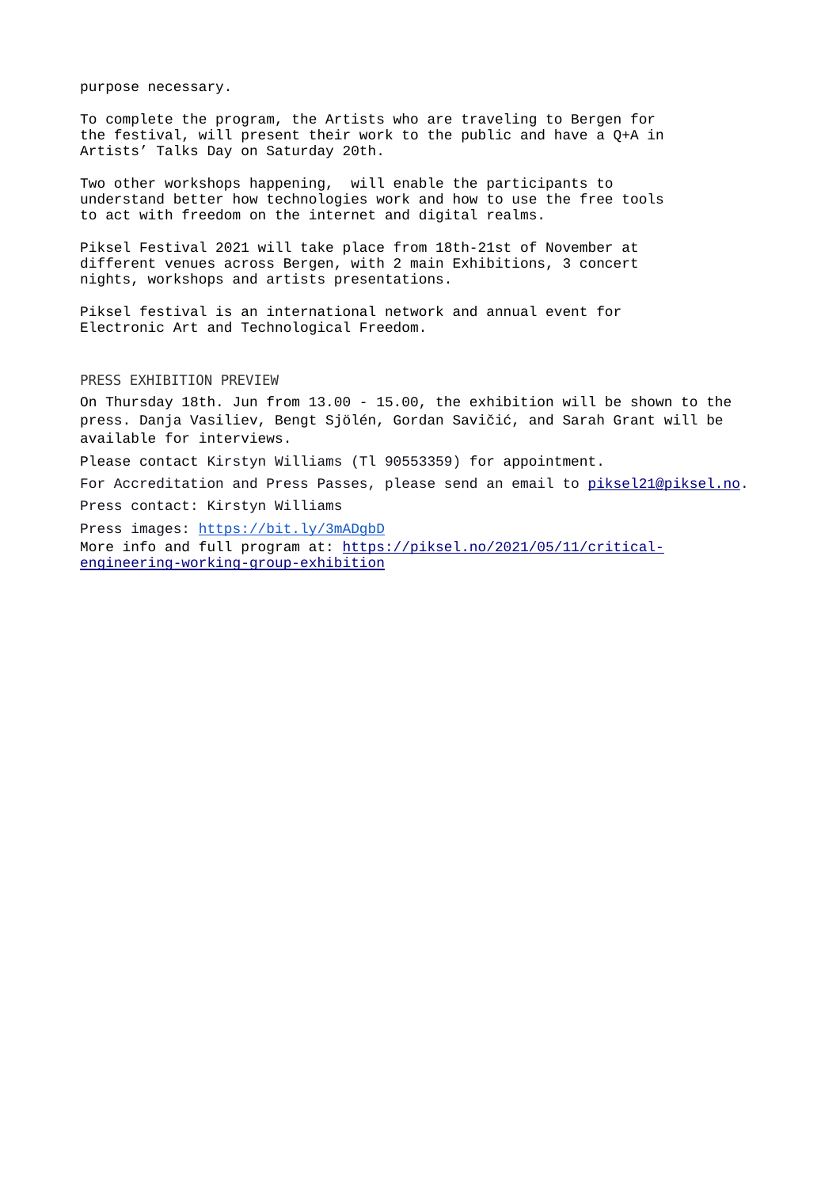purpose necessary.

To complete the program, the Artists who are traveling to Bergen for the festival, will present their work to the public and have a Q+A in Artists' Talks Day on Saturday 20th.

Two other workshops happening,  will enable the participants to understand better how technologies work and how to use the free tools to act with freedom on the internet and digital realms.

Piksel Festival 2021 will take place from 18th-21st of November at different venues across Bergen, with 2 main Exhibitions, 3 concert nights, workshops and artists presentations.

Piksel festival is an international network and annual event for Electronic Art and Technological Freedom.

PRESS EXHIBITION PREVIEW

On Thursday 18th. Jun from 13.00 - 15.00, the exhibition will be shown to the press. Danja Vasiliev, Bengt Sjölén, Gordan Savičić, and Sarah Grant will be available for interviews.

Please contact Kirstyn Williams (Tl 90553359) for appointment.

For Accreditation and Press Passes, please send an email to piksel21@piksel.no.

Press contact: Kirstyn Williams

Press images: https://bit.ly/3mADgbD

More info and full program at: https://piksel.no/2021/05/11/critical-engineering-working-group-exhibition